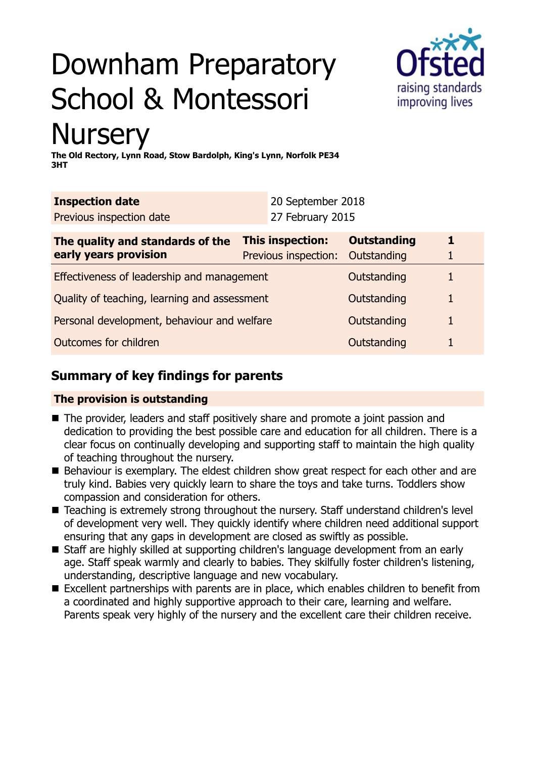# Downham Preparatory School & Montessori Nursery

**The Old Rectory, Lynn Road, Stow Bardolph, King's Lynn, Norfolk PE34 3HT**

| **Inspection date** | 20 September 2018 |
|---|---|
| Previous inspection date | 27 February 2015 |

| **The quality and standards of the early years provision** | **This inspection:** | **Outstanding** | **1** |
|---|---|---|---|
| | Previous inspection: | Outstanding | 1 |
| Effectiveness of leadership and management | | Outstanding | 1 |
| Quality of teaching, learning and assessment | | Outstanding | 1 |
| Personal development, behaviour and welfare | | Outstanding | 1 |
| Outcomes for children | | Outstanding | 1 |

## Summary of key findings for parents

**The provision is outstanding**

- The provider, leaders and staff positively share and promote a joint passion and dedication to providing the best possible care and education for all children. There is a clear focus on continually developing and supporting staff to maintain the high quality of teaching throughout the nursery.
- Behaviour is exemplary. The eldest children show great respect for each other and are truly kind. Babies very quickly learn to share the toys and take turns. Toddlers show compassion and consideration for others.
- Teaching is extremely strong throughout the nursery. Staff understand children's level of development very well. They quickly identify where children need additional support ensuring that any gaps in development are closed as swiftly as possible.
- Staff are highly skilled at supporting children's language development from an early age. Staff speak warmly and clearly to babies. They skilfully foster children's listening, understanding, descriptive language and new vocabulary.
- Excellent partnerships with parents are in place, which enables children to benefit from a coordinated and highly supportive approach to their care, learning and welfare. Parents speak very highly of the nursery and the excellent care their children receive.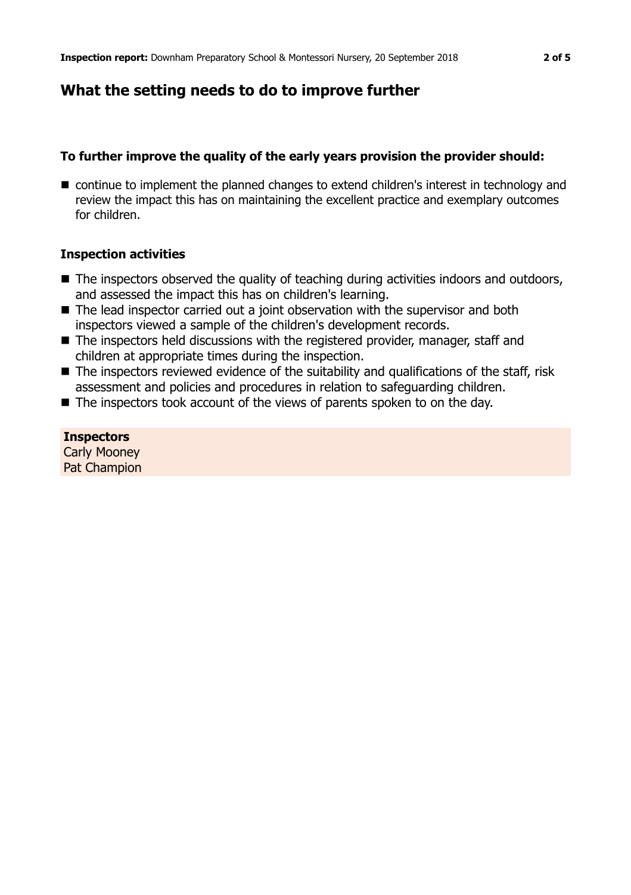## What the setting needs to do to improve further

### To further improve the quality of the early years provision the provider should:

- continue to implement the planned changes to extend children's interest in technology and review the impact this has on maintaining the excellent practice and exemplary outcomes for children.

### Inspection activities

- The inspectors observed the quality of teaching during activities indoors and outdoors, and assessed the impact this has on children's learning.
- The lead inspector carried out a joint observation with the supervisor and both inspectors viewed a sample of the children's development records.
- The inspectors held discussions with the registered provider, manager, staff and children at appropriate times during the inspection.
- The inspectors reviewed evidence of the suitability and qualifications of the staff, risk assessment and policies and procedures in relation to safeguarding children.
- The inspectors took account of the views of parents spoken to on the day.

**Inspectors**
Carly Mooney
Pat Champion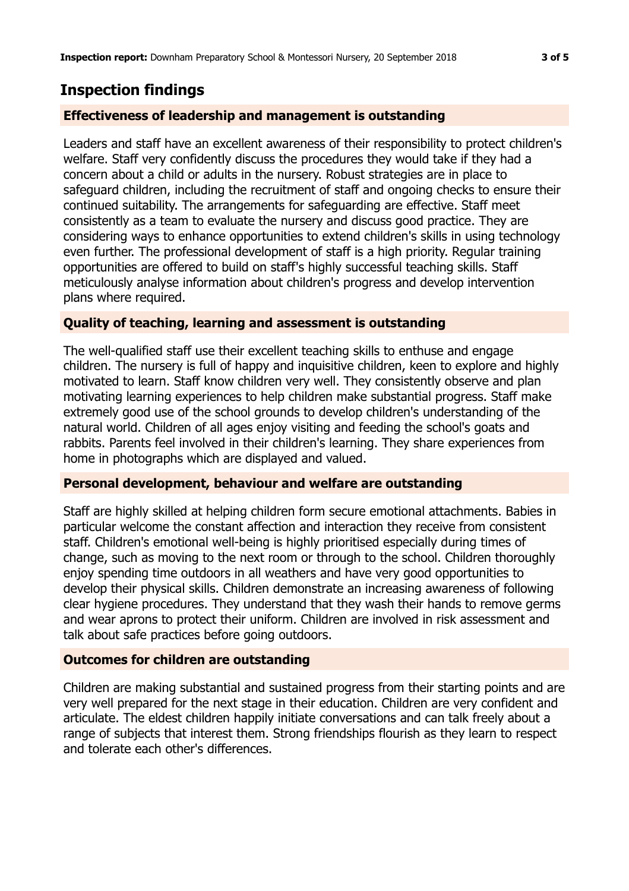## Inspection findings

### Effectiveness of leadership and management is outstanding

Leaders and staff have an excellent awareness of their responsibility to protect children's welfare. Staff very confidently discuss the procedures they would take if they had a concern about a child or adults in the nursery. Robust strategies are in place to safeguard children, including the recruitment of staff and ongoing checks to ensure their continued suitability. The arrangements for safeguarding are effective. Staff meet consistently as a team to evaluate the nursery and discuss good practice. They are considering ways to enhance opportunities to extend children's skills in using technology even further. The professional development of staff is a high priority. Regular training opportunities are offered to build on staff's highly successful teaching skills. Staff meticulously analyse information about children's progress and develop intervention plans where required.

### Quality of teaching, learning and assessment is outstanding

The well-qualified staff use their excellent teaching skills to enthuse and engage children. The nursery is full of happy and inquisitive children, keen to explore and highly motivated to learn. Staff know children very well. They consistently observe and plan motivating learning experiences to help children make substantial progress. Staff make extremely good use of the school grounds to develop children's understanding of the natural world. Children of all ages enjoy visiting and feeding the school's goats and rabbits. Parents feel involved in their children's learning. They share experiences from home in photographs which are displayed and valued.

### Personal development, behaviour and welfare are outstanding

Staff are highly skilled at helping children form secure emotional attachments. Babies in particular welcome the constant affection and interaction they receive from consistent staff. Children's emotional well-being is highly prioritised especially during times of change, such as moving to the next room or through to the school. Children thoroughly enjoy spending time outdoors in all weathers and have very good opportunities to develop their physical skills. Children demonstrate an increasing awareness of following clear hygiene procedures. They understand that they wash their hands to remove germs and wear aprons to protect their uniform. Children are involved in risk assessment and talk about safe practices before going outdoors.

### Outcomes for children are outstanding

Children are making substantial and sustained progress from their starting points and are very well prepared for the next stage in their education. Children are very confident and articulate. The eldest children happily initiate conversations and can talk freely about a range of subjects that interest them. Strong friendships flourish as they learn to respect and tolerate each other's differences.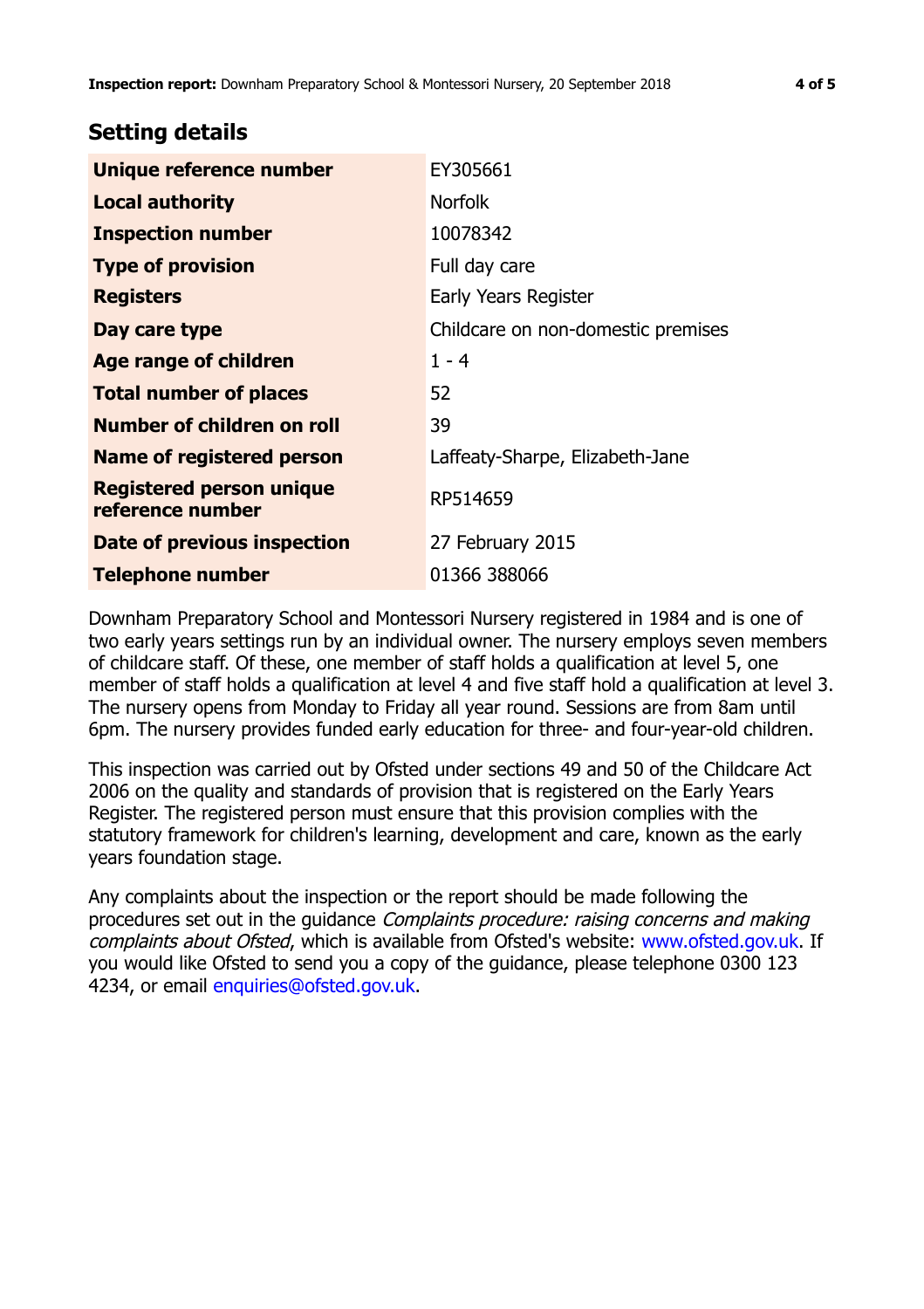## Setting details

| | |
|---|---|
| **Unique reference number** | EY305661 |
| **Local authority** | Norfolk |
| **Inspection number** | 10078342 |
| **Type of provision** | Full day care |
| **Registers** | Early Years Register |
| **Day care type** | Childcare on non-domestic premises |
| **Age range of children** | 1 - 4 |
| **Total number of places** | 52 |
| **Number of children on roll** | 39 |
| **Name of registered person** | Laffeaty-Sharpe, Elizabeth-Jane |
| **Registered person unique reference number** | RP514659 |
| **Date of previous inspection** | 27 February 2015 |
| **Telephone number** | 01366 388066 |

Downham Preparatory School and Montessori Nursery registered in 1984 and is one of two early years settings run by an individual owner. The nursery employs seven members of childcare staff. Of these, one member of staff holds a qualification at level 5, one member of staff holds a qualification at level 4 and five staff hold a qualification at level 3. The nursery opens from Monday to Friday all year round. Sessions are from 8am until 6pm. The nursery provides funded early education for three- and four-year-old children.

This inspection was carried out by Ofsted under sections 49 and 50 of the Childcare Act 2006 on the quality and standards of provision that is registered on the Early Years Register. The registered person must ensure that this provision complies with the statutory framework for children's learning, development and care, known as the early years foundation stage.

Any complaints about the inspection or the report should be made following the procedures set out in the guidance *Complaints procedure: raising concerns and making complaints about Ofsted*, which is available from Ofsted's website: www.ofsted.gov.uk. If you would like Ofsted to send you a copy of the guidance, please telephone 0300 123 4234, or email enquiries@ofsted.gov.uk.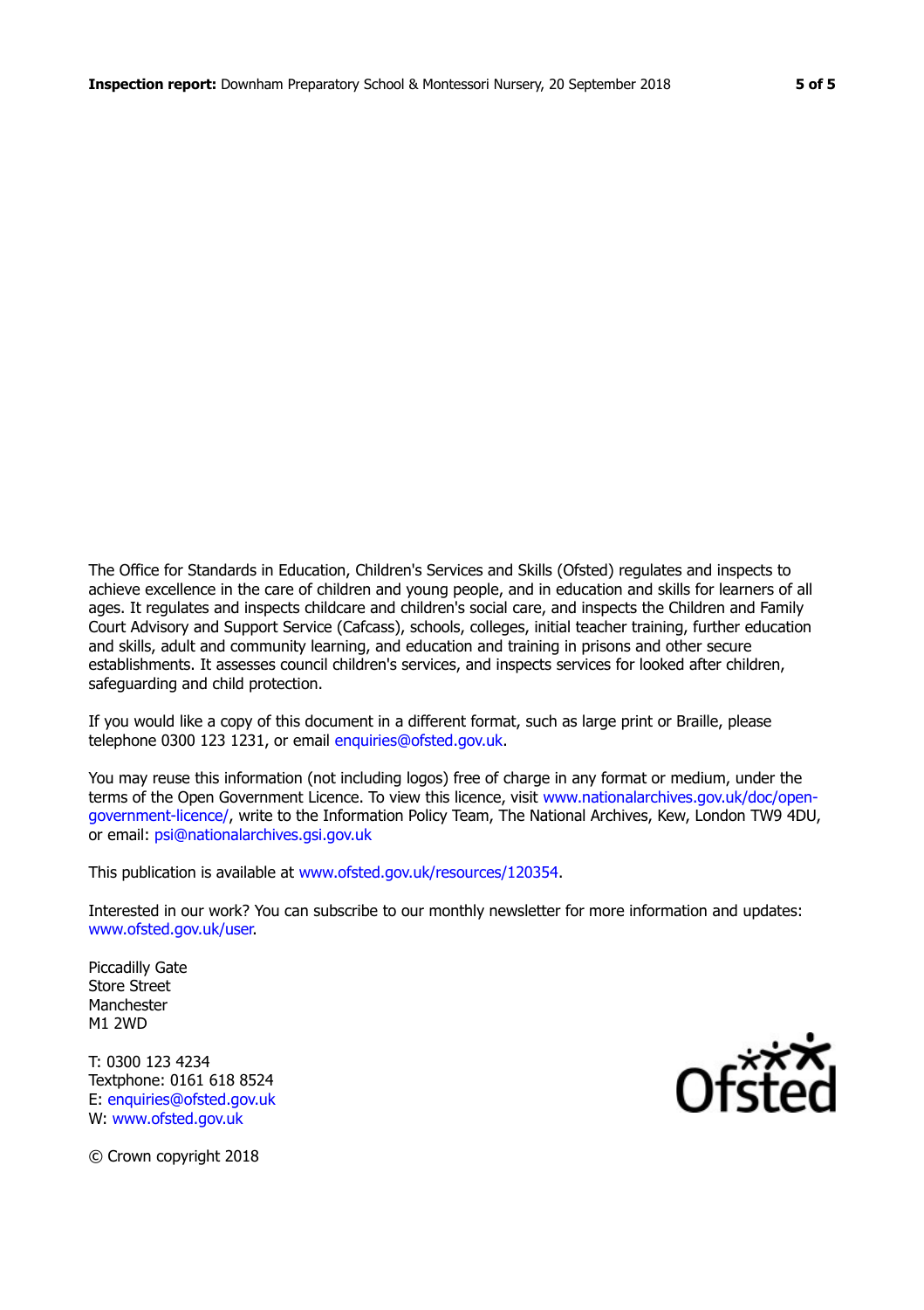The Office for Standards in Education, Children's Services and Skills (Ofsted) regulates and inspects to achieve excellence in the care of children and young people, and in education and skills for learners of all ages. It regulates and inspects childcare and children's social care, and inspects the Children and Family Court Advisory and Support Service (Cafcass), schools, colleges, initial teacher training, further education and skills, adult and community learning, and education and training in prisons and other secure establishments. It assesses council children's services, and inspects services for looked after children, safeguarding and child protection.

If you would like a copy of this document in a different format, such as large print or Braille, please telephone 0300 123 1231, or email enquiries@ofsted.gov.uk.

You may reuse this information (not including logos) free of charge in any format or medium, under the terms of the Open Government Licence. To view this licence, visit www.nationalarchives.gov.uk/doc/open-government-licence/, write to the Information Policy Team, The National Archives, Kew, London TW9 4DU, or email: psi@nationalarchives.gsi.gov.uk

This publication is available at www.ofsted.gov.uk/resources/120354.

Interested in our work? You can subscribe to our monthly newsletter for more information and updates: www.ofsted.gov.uk/user.

Piccadilly Gate
Store Street
Manchester
M1 2WD

T: 0300 123 4234
Textphone: 0161 618 8524
E: enquiries@ofsted.gov.uk
W: www.ofsted.gov.uk

© Crown copyright 2018